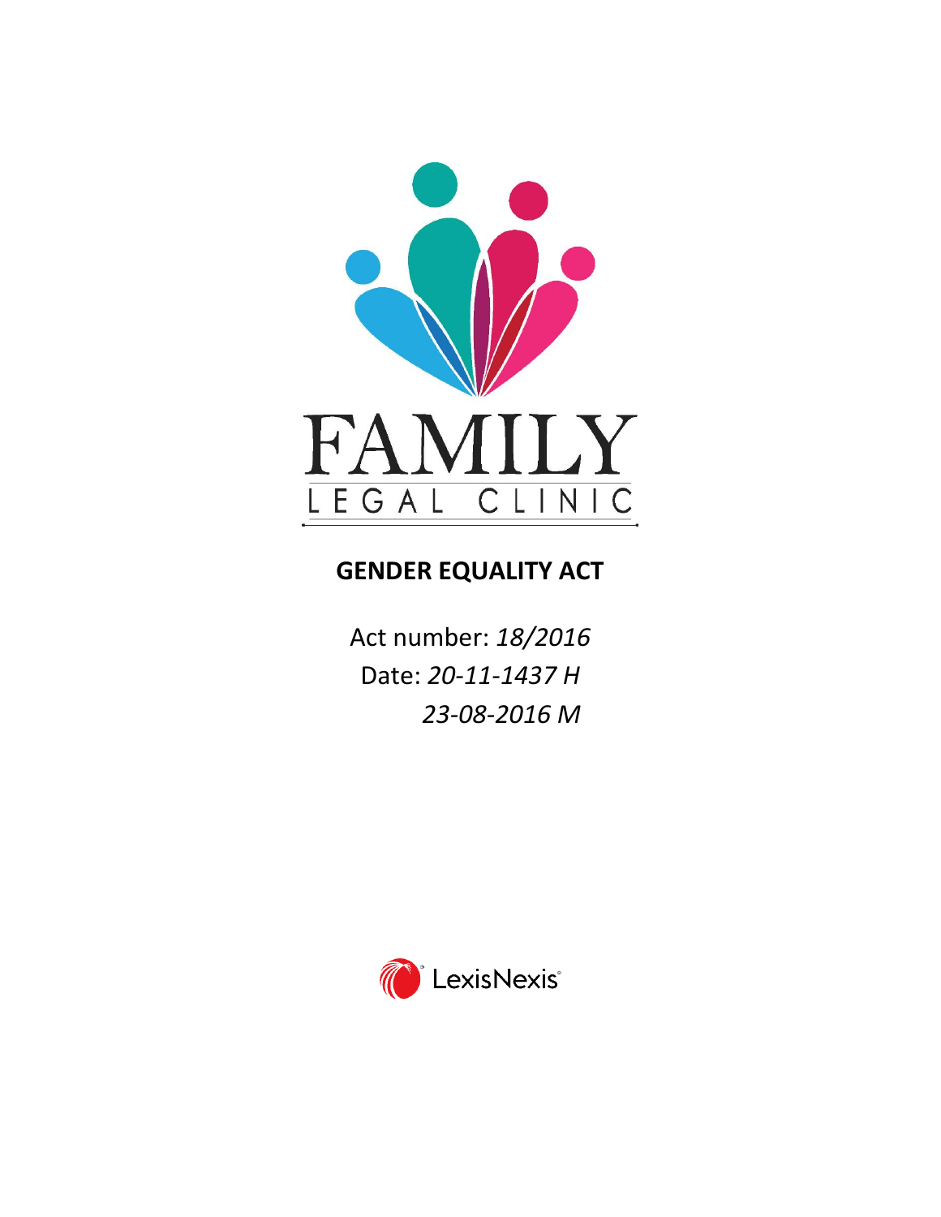FAMILY

LEGAL CLINIC

# GENDER EQUALITY ACT

Act number: *18/2016*

Date: *20-11-1437 H*

*23-08-2016 M*

LexisNexis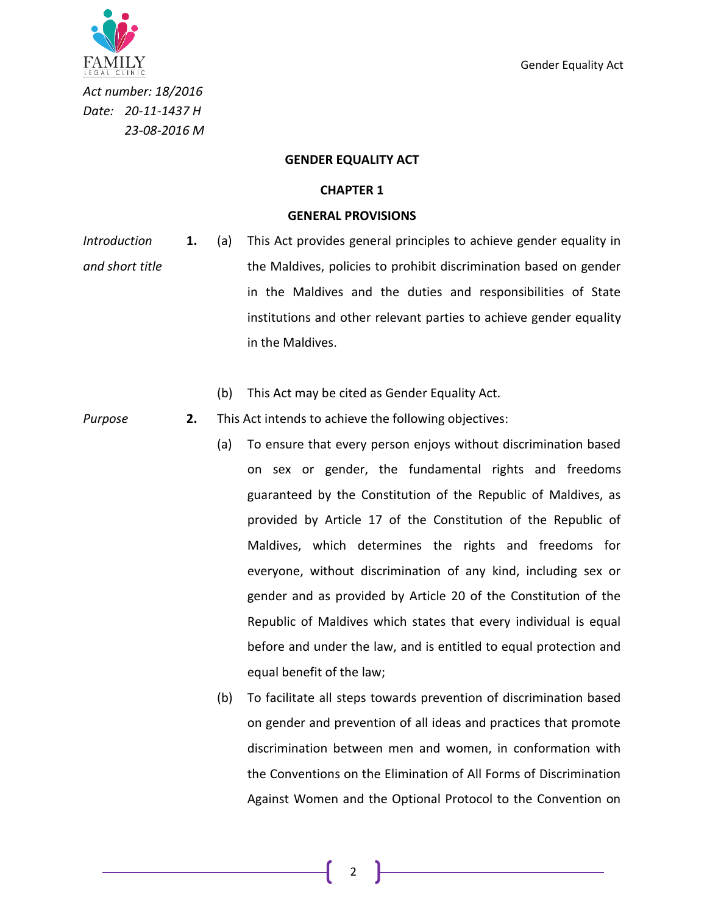*Act number: 18/2016*
*Date: 20-11-1437 H*
*23-08-2016 M*

# GENDER EQUALITY ACT

## CHAPTER 1

## GENERAL PROVISIONS

*Introduction and short title*

**1.** (a) This Act provides general principles to achieve gender equality in the Maldives, policies to prohibit discrimination based on gender in the Maldives and the duties and responsibilities of State institutions and other relevant parties to achieve gender equality in the Maldives.

(b) This Act may be cited as Gender Equality Act.

*Purpose*

**2.** This Act intends to achieve the following objectives:

(a) To ensure that every person enjoys without discrimination based on sex or gender, the fundamental rights and freedoms guaranteed by the Constitution of the Republic of Maldives, as provided by Article 17 of the Constitution of the Republic of Maldives, which determines the rights and freedoms for everyone, without discrimination of any kind, including sex or gender and as provided by Article 20 of the Constitution of the Republic of Maldives which states that every individual is equal before and under the law, and is entitled to equal protection and equal benefit of the law;

(b) To facilitate all steps towards prevention of discrimination based on gender and prevention of all ideas and practices that promote discrimination between men and women, in conformation with the Conventions on the Elimination of All Forms of Discrimination Against Women and the Optional Protocol to the Convention on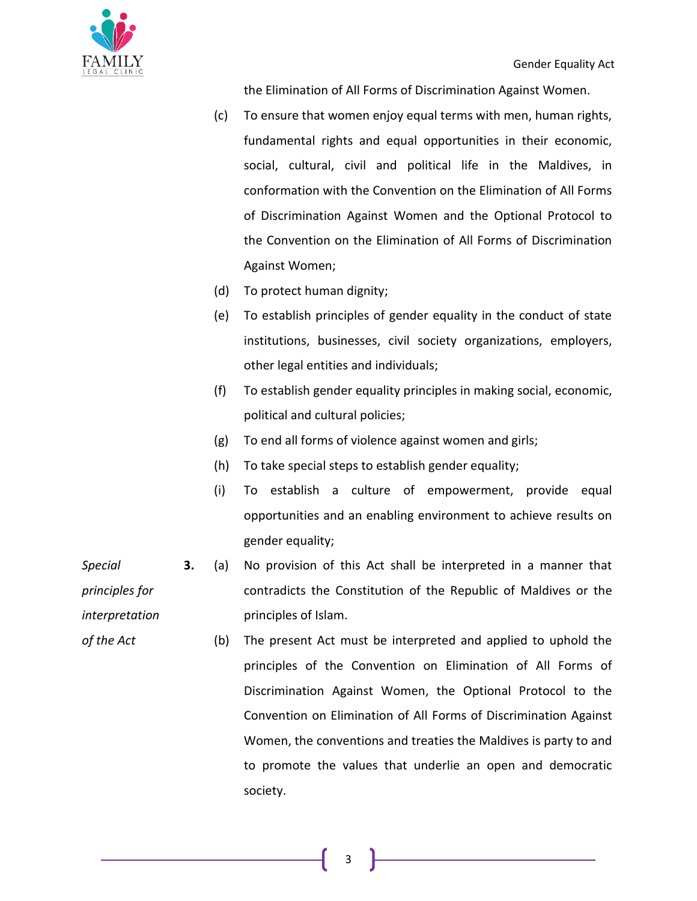the Elimination of All Forms of Discrimination Against Women.

(c) To ensure that women enjoy equal terms with men, human rights, fundamental rights and equal opportunities in their economic, social, cultural, civil and political life in the Maldives, in conformation with the Convention on the Elimination of All Forms of Discrimination Against Women and the Optional Protocol to the Convention on the Elimination of All Forms of Discrimination Against Women;

(d) To protect human dignity;

(e) To establish principles of gender equality in the conduct of state institutions, businesses, civil society organizations, employers, other legal entities and individuals;

(f) To establish gender equality principles in making social, economic, political and cultural policies;

(g) To end all forms of violence against women and girls;

(h) To take special steps to establish gender equality;

(i) To establish a culture of empowerment, provide equal opportunities and an enabling environment to achieve results on gender equality;

*Special principles for interpretation of the Act*

**3.** (a) No provision of this Act shall be interpreted in a manner that contradicts the Constitution of the Republic of Maldives or the principles of Islam.

(b) The present Act must be interpreted and applied to uphold the principles of the Convention on Elimination of All Forms of Discrimination Against Women, the Optional Protocol to the Convention on Elimination of All Forms of Discrimination Against Women, the conventions and treaties the Maldives is party to and to promote the values that underlie an open and democratic society.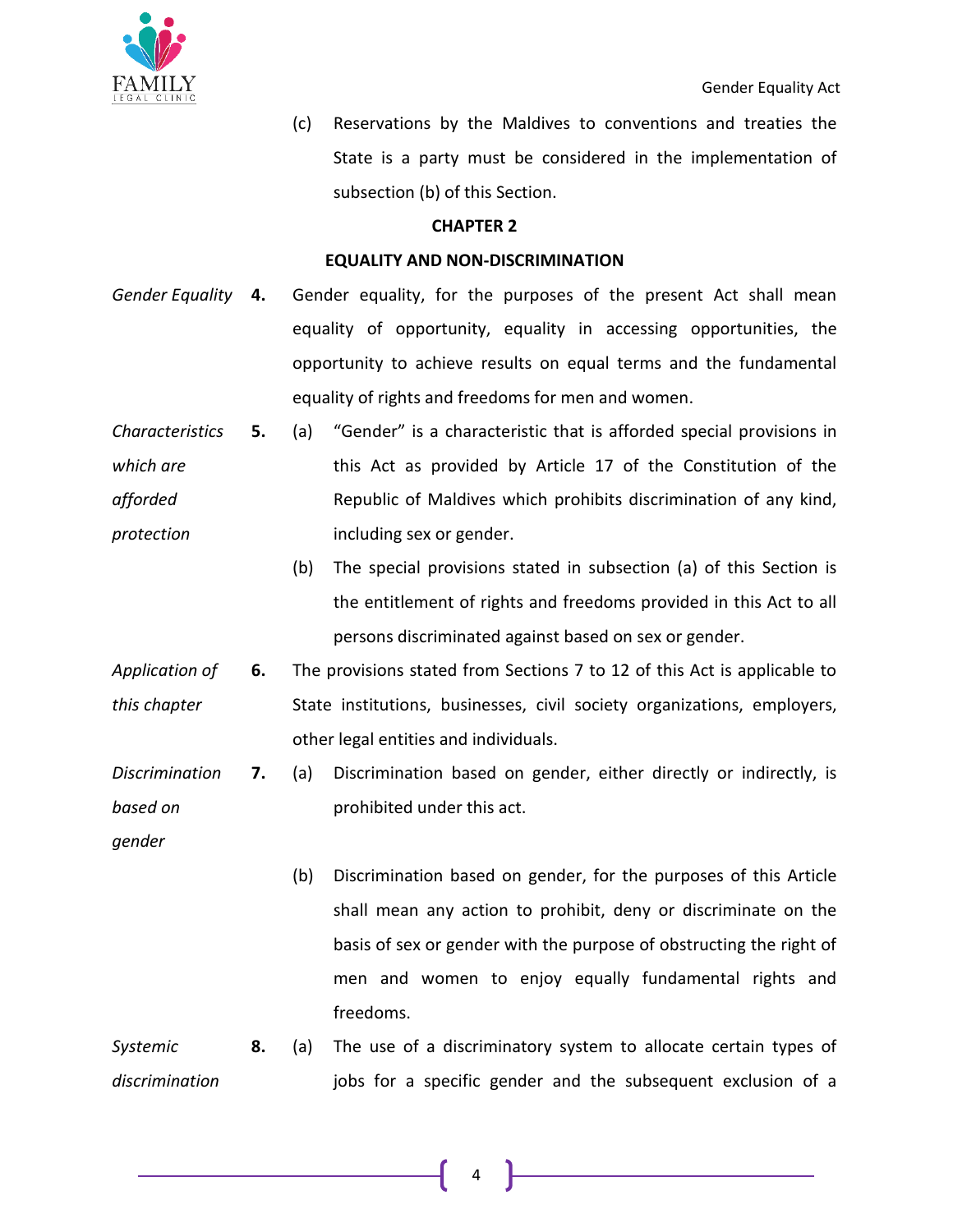(c) Reservations by the Maldives to conventions and treaties the State is a party must be considered in the implementation of subsection (b) of this Section.

## CHAPTER 2

## EQUALITY AND NON-DISCRIMINATION

*Gender Equality*

**4.** Gender equality, for the purposes of the present Act shall mean equality of opportunity, equality in accessing opportunities, the opportunity to achieve results on equal terms and the fundamental equality of rights and freedoms for men and women.

*Characteristics which are afforded protection*

**5.** (a) "Gender" is a characteristic that is afforded special provisions in this Act as provided by Article 17 of the Constitution of the Republic of Maldives which prohibits discrimination of any kind, including sex or gender.

(b) The special provisions stated in subsection (a) of this Section is the entitlement of rights and freedoms provided in this Act to all persons discriminated against based on sex or gender.

*Application of this chapter*

**6.** The provisions stated from Sections 7 to 12 of this Act is applicable to State institutions, businesses, civil society organizations, employers, other legal entities and individuals.

*Discrimination based on gender*

**7.** (a) Discrimination based on gender, either directly or indirectly, is prohibited under this act.

(b) Discrimination based on gender, for the purposes of this Article shall mean any action to prohibit, deny or discriminate on the basis of sex or gender with the purpose of obstructing the right of men and women to enjoy equally fundamental rights and freedoms.

*Systemic discrimination*

**8.** (a) The use of a discriminatory system to allocate certain types of jobs for a specific gender and the subsequent exclusion of a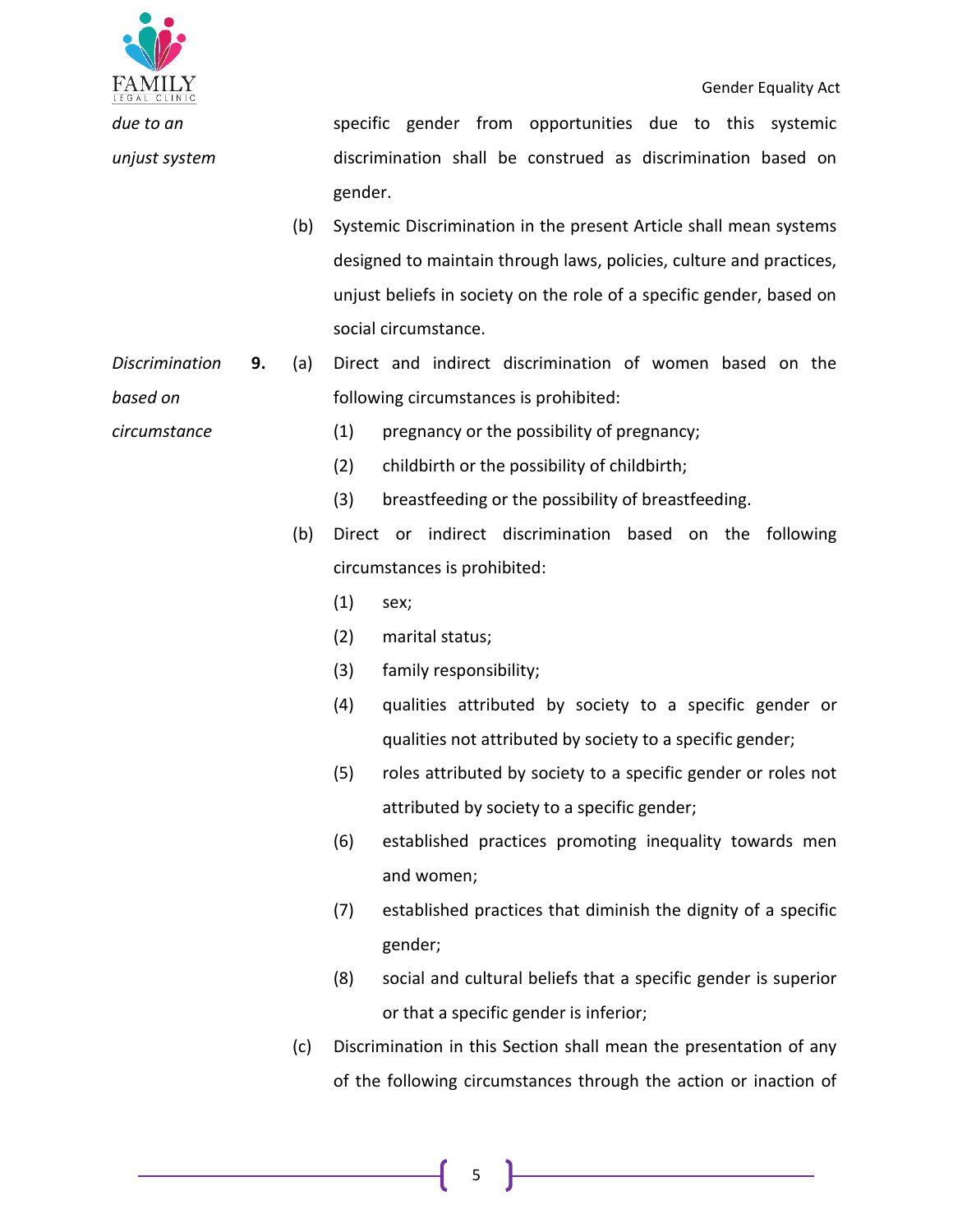*due to an unjust system*

specific gender from opportunities due to this systemic discrimination shall be construed as discrimination based on gender.

(b) Systemic Discrimination in the present Article shall mean systems designed to maintain through laws, policies, culture and practices, unjust beliefs in society on the role of a specific gender, based on social circumstance.

*Discrimination based on circumstance*

**9.** (a) Direct and indirect discrimination of women based on the following circumstances is prohibited:

(1) pregnancy or the possibility of pregnancy;

(2) childbirth or the possibility of childbirth;

(3) breastfeeding or the possibility of breastfeeding.

(b) Direct or indirect discrimination based on the following circumstances is prohibited:

(1) sex;

(2) marital status;

(3) family responsibility;

(4) qualities attributed by society to a specific gender or qualities not attributed by society to a specific gender;

(5) roles attributed by society to a specific gender or roles not attributed by society to a specific gender;

(6) established practices promoting inequality towards men and women;

(7) established practices that diminish the dignity of a specific gender;

(8) social and cultural beliefs that a specific gender is superior or that a specific gender is inferior;

(c) Discrimination in this Section shall mean the presentation of any of the following circumstances through the action or inaction of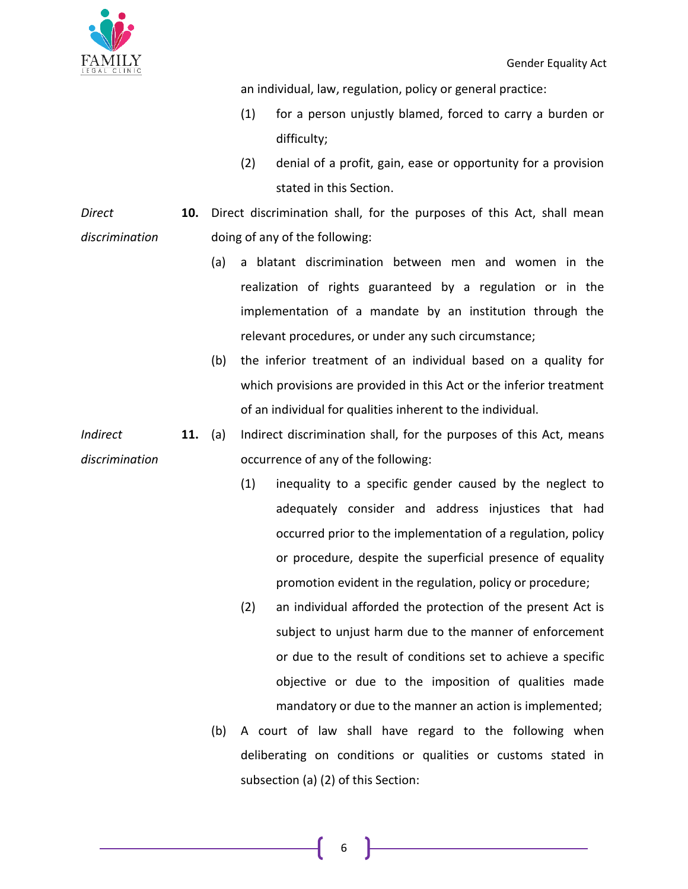an individual, law, regulation, policy or general practice:

(1) for a person unjustly blamed, forced to carry a burden or difficulty;

(2) denial of a profit, gain, ease or opportunity for a provision stated in this Section.

*Direct discrimination*

**10.** Direct discrimination shall, for the purposes of this Act, shall mean doing of any of the following:

(a) a blatant discrimination between men and women in the realization of rights guaranteed by a regulation or in the implementation of a mandate by an institution through the relevant procedures, or under any such circumstance;

(b) the inferior treatment of an individual based on a quality for which provisions are provided in this Act or the inferior treatment of an individual for qualities inherent to the individual.

*Indirect discrimination*

**11.** (a) Indirect discrimination shall, for the purposes of this Act, means occurrence of any of the following:

(1) inequality to a specific gender caused by the neglect to adequately consider and address injustices that had occurred prior to the implementation of a regulation, policy or procedure, despite the superficial presence of equality promotion evident in the regulation, policy or procedure;

(2) an individual afforded the protection of the present Act is subject to unjust harm due to the manner of enforcement or due to the result of conditions set to achieve a specific objective or due to the imposition of qualities made mandatory or due to the manner an action is implemented;

(b) A court of law shall have regard to the following when deliberating on conditions or qualities or customs stated in subsection (a) (2) of this Section: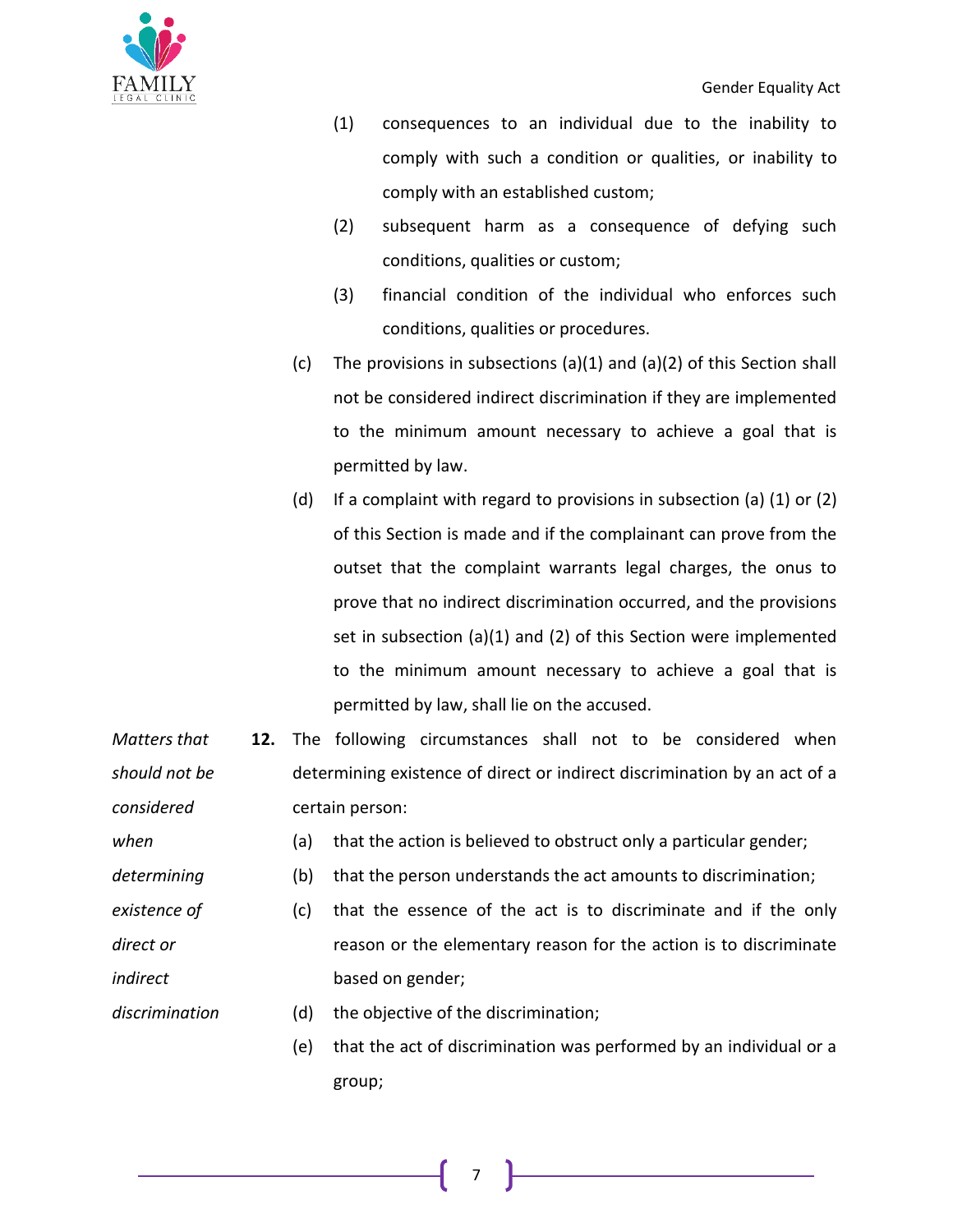(1) consequences to an individual due to the inability to comply with such a condition or qualities, or inability to comply with an established custom;

(2) subsequent harm as a consequence of defying such conditions, qualities or custom;

(3) financial condition of the individual who enforces such conditions, qualities or procedures.

(c) The provisions in subsections (a)(1) and (a)(2) of this Section shall not be considered indirect discrimination if they are implemented to the minimum amount necessary to achieve a goal that is permitted by law.

(d) If a complaint with regard to provisions in subsection (a) (1) or (2) of this Section is made and if the complainant can prove from the outset that the complaint warrants legal charges, the onus to prove that no indirect discrimination occurred, and the provisions set in subsection (a)(1) and (2) of this Section were implemented to the minimum amount necessary to achieve a goal that is permitted by law, shall lie on the accused.

*Matters that should not be considered when determining existence of direct or indirect discrimination*

**12.** The following circumstances shall not to be considered when determining existence of direct or indirect discrimination by an act of a certain person:

(a) that the action is believed to obstruct only a particular gender;

(b) that the person understands the act amounts to discrimination;

(c) that the essence of the act is to discriminate and if the only reason or the elementary reason for the action is to discriminate based on gender;

(d) the objective of the discrimination;

(e) that the act of discrimination was performed by an individual or a group;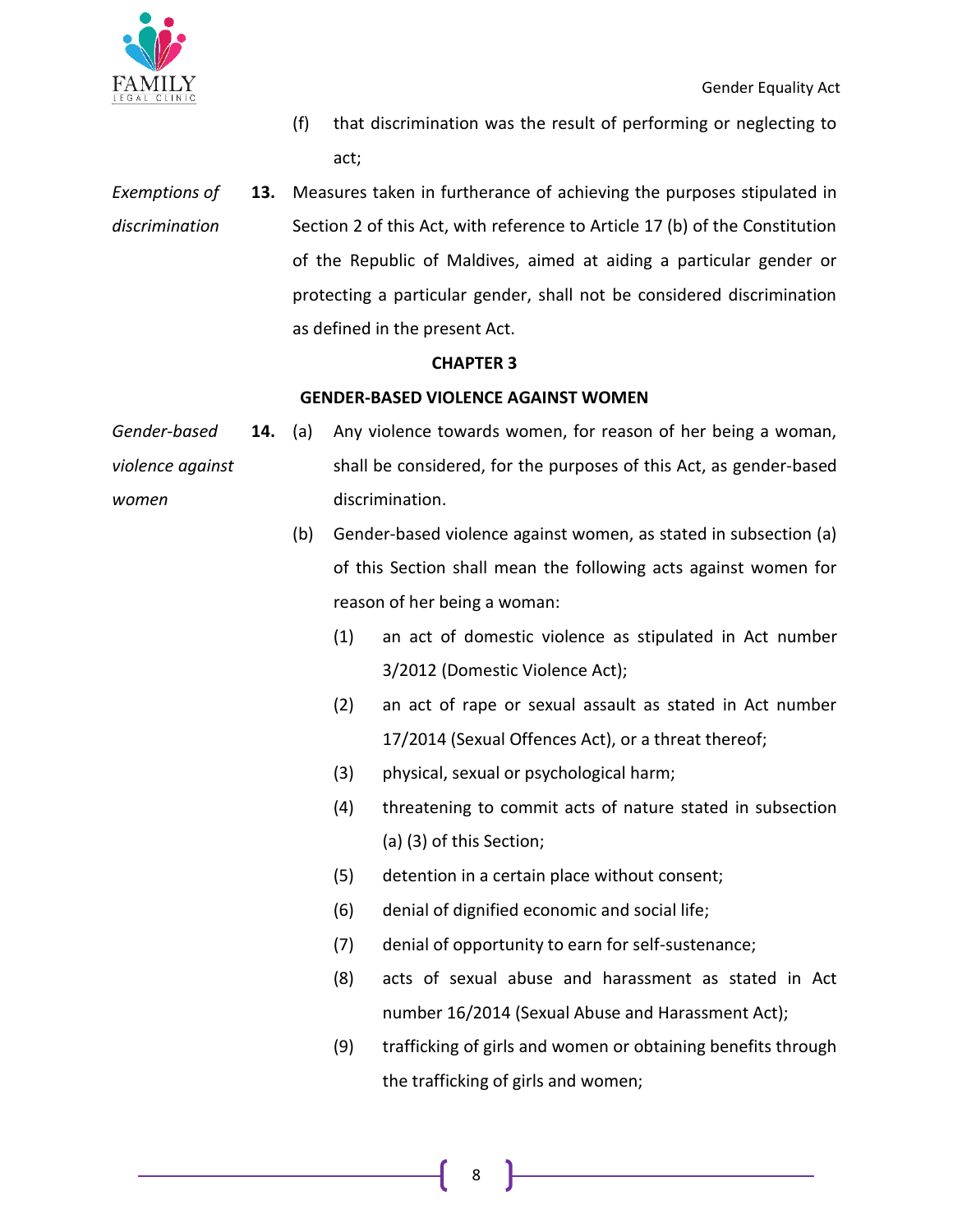(f) that discrimination was the result of performing or neglecting to act;

*Exemptions of discrimination*

**13.** Measures taken in furtherance of achieving the purposes stipulated in Section 2 of this Act, with reference to Article 17 (b) of the Constitution of the Republic of Maldives, aimed at aiding a particular gender or protecting a particular gender, shall not be considered discrimination as defined in the present Act.

## CHAPTER 3

## GENDER-BASED VIOLENCE AGAINST WOMEN

*Gender-based violence against women*

**14.** (a) Any violence towards women, for reason of her being a woman, shall be considered, for the purposes of this Act, as gender-based discrimination.

(b) Gender-based violence against women, as stated in subsection (a) of this Section shall mean the following acts against women for reason of her being a woman:

(1) an act of domestic violence as stipulated in Act number 3/2012 (Domestic Violence Act);

(2) an act of rape or sexual assault as stated in Act number 17/2014 (Sexual Offences Act), or a threat thereof;

(3) physical, sexual or psychological harm;

(4) threatening to commit acts of nature stated in subsection (a) (3) of this Section;

(5) detention in a certain place without consent;

(6) denial of dignified economic and social life;

(7) denial of opportunity to earn for self-sustenance;

(8) acts of sexual abuse and harassment as stated in Act number 16/2014 (Sexual Abuse and Harassment Act);

(9) trafficking of girls and women or obtaining benefits through the trafficking of girls and women;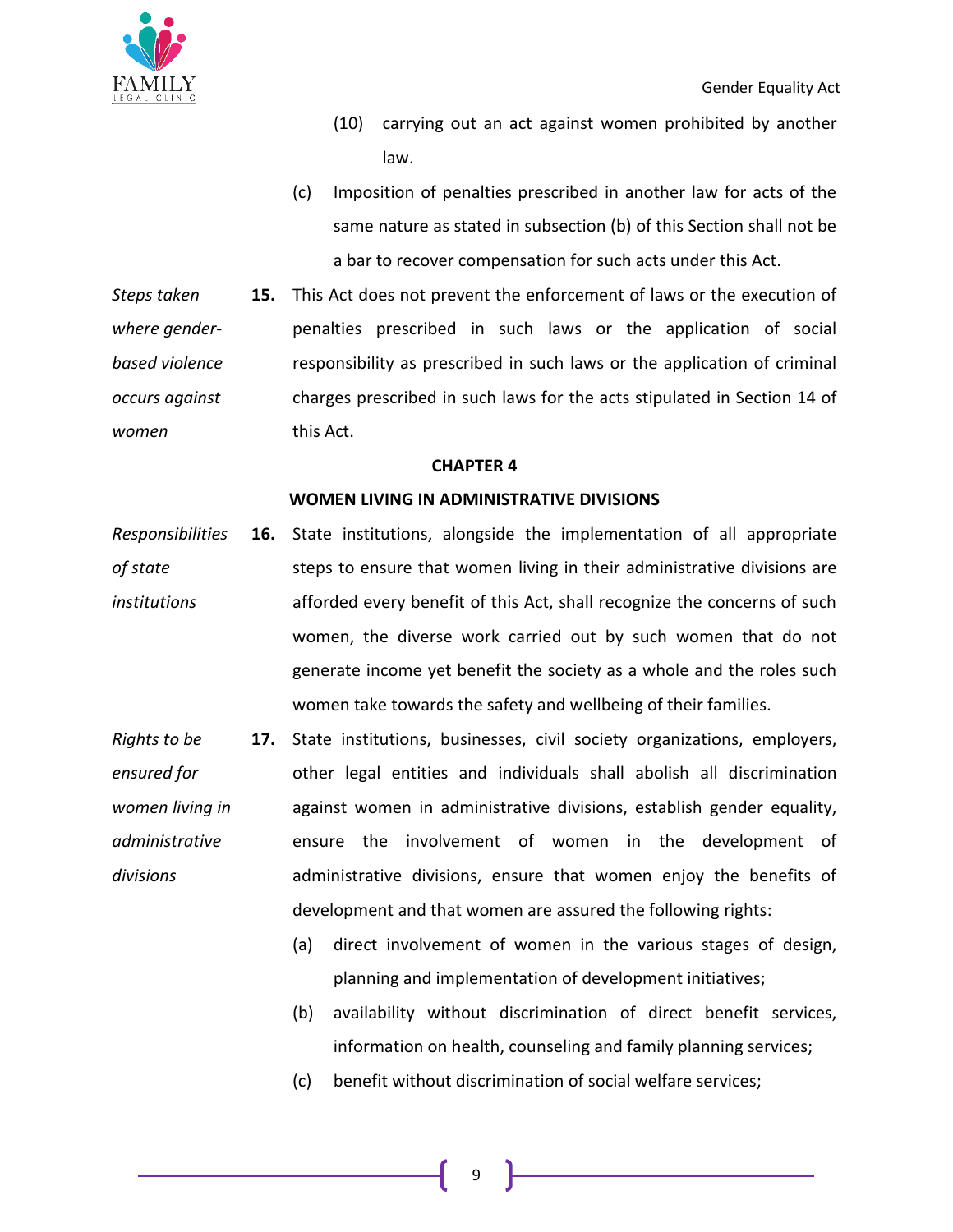(10) carrying out an act against women prohibited by another law.

(c) Imposition of penalties prescribed in another law for acts of the same nature as stated in subsection (b) of this Section shall not be a bar to recover compensation for such acts under this Act.

*Steps taken where gender-based violence occurs against women*

**15.** This Act does not prevent the enforcement of laws or the execution of penalties prescribed in such laws or the application of social responsibility as prescribed in such laws or the application of criminal charges prescribed in such laws for the acts stipulated in Section 14 of this Act.

## CHAPTER 4

## WOMEN LIVING IN ADMINISTRATIVE DIVISIONS

*Responsibilities of state institutions*

**16.** State institutions, alongside the implementation of all appropriate steps to ensure that women living in their administrative divisions are afforded every benefit of this Act, shall recognize the concerns of such women, the diverse work carried out by such women that do not generate income yet benefit the society as a whole and the roles such women take towards the safety and wellbeing of their families.

*Rights to be ensured for women living in administrative divisions*

**17.** State institutions, businesses, civil society organizations, employers, other legal entities and individuals shall abolish all discrimination against women in administrative divisions, establish gender equality, ensure the involvement of women in the development of administrative divisions, ensure that women enjoy the benefits of development and that women are assured the following rights:

(a) direct involvement of women in the various stages of design, planning and implementation of development initiatives;

(b) availability without discrimination of direct benefit services, information on health, counseling and family planning services;

(c) benefit without discrimination of social welfare services;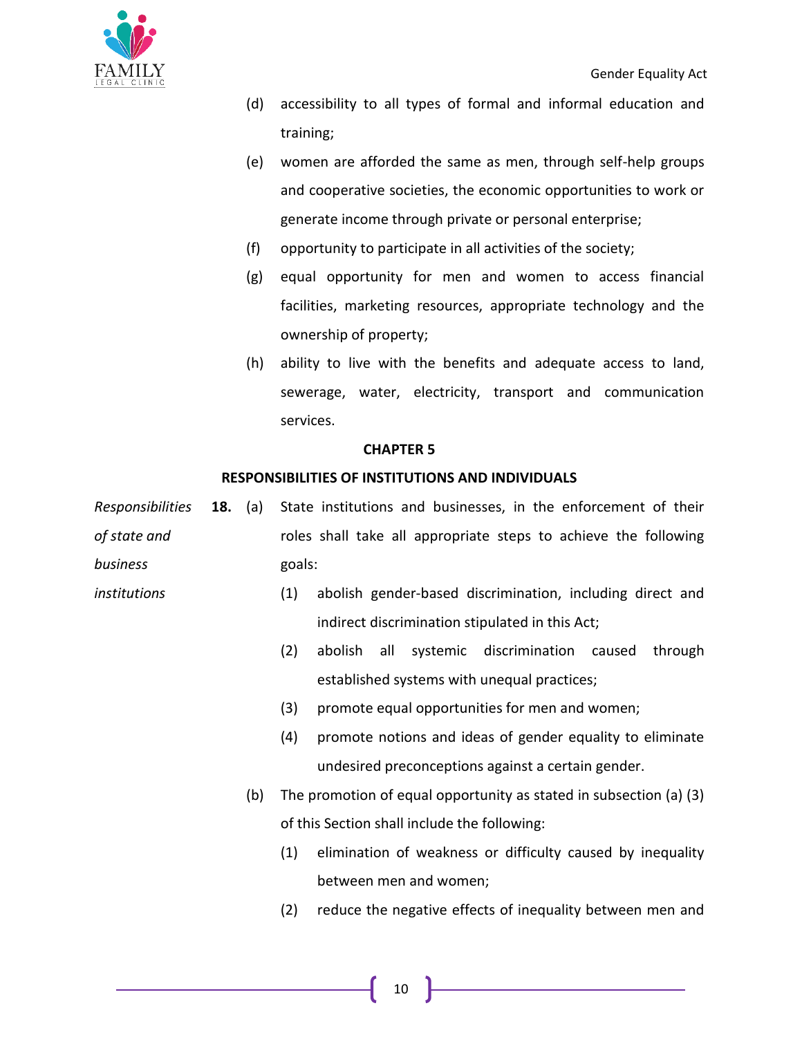(d) accessibility to all types of formal and informal education and training;

(e) women are afforded the same as men, through self-help groups and cooperative societies, the economic opportunities to work or generate income through private or personal enterprise;

(f) opportunity to participate in all activities of the society;

(g) equal opportunity for men and women to access financial facilities, marketing resources, appropriate technology and the ownership of property;

(h) ability to live with the benefits and adequate access to land, sewerage, water, electricity, transport and communication services.

## CHAPTER 5

## RESPONSIBILITIES OF INSTITUTIONS AND INDIVIDUALS

*Responsibilities of state and business institutions*

**18.** (a) State institutions and businesses, in the enforcement of their roles shall take all appropriate steps to achieve the following goals:

(1) abolish gender-based discrimination, including direct and indirect discrimination stipulated in this Act;

(2) abolish all systemic discrimination caused through established systems with unequal practices;

(3) promote equal opportunities for men and women;

(4) promote notions and ideas of gender equality to eliminate undesired preconceptions against a certain gender.

(b) The promotion of equal opportunity as stated in subsection (a) (3) of this Section shall include the following:

(1) elimination of weakness or difficulty caused by inequality between men and women;

(2) reduce the negative effects of inequality between men and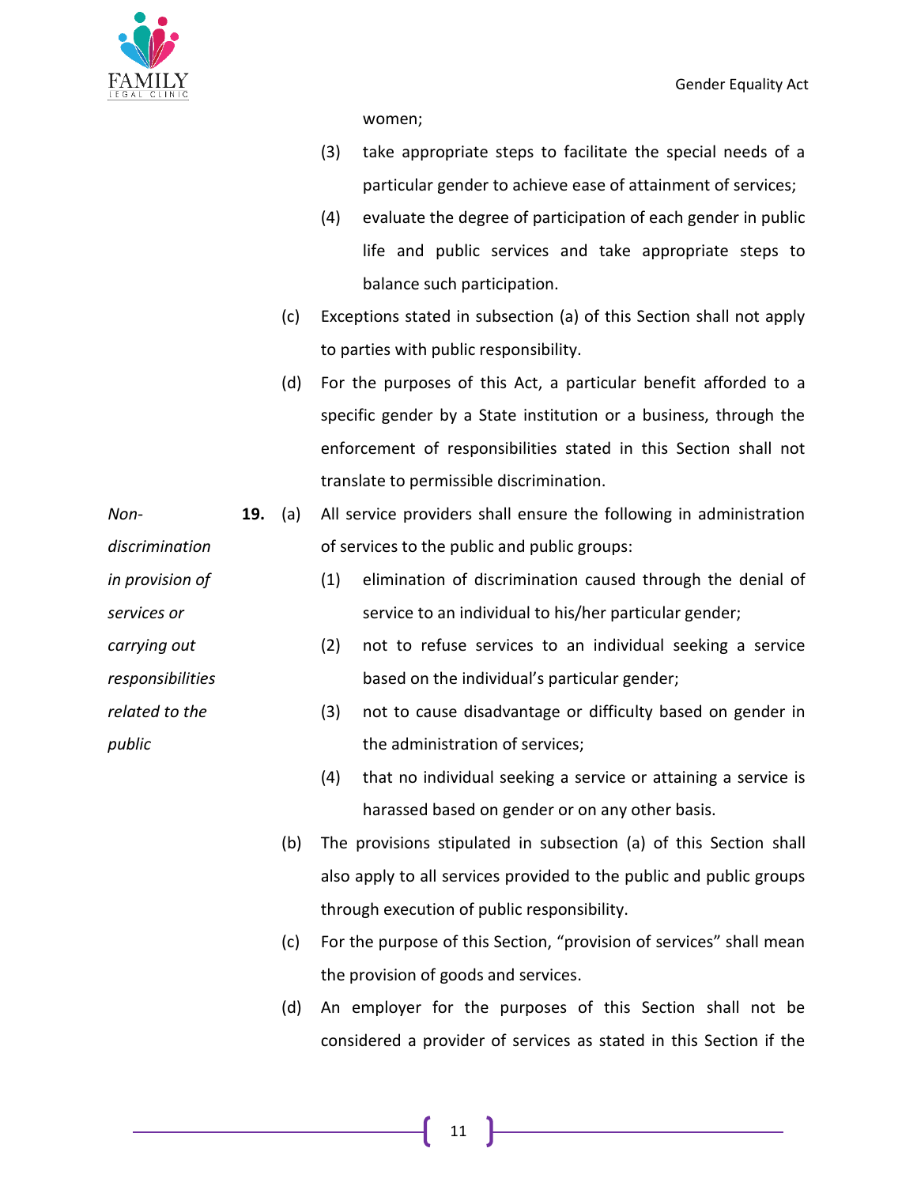women;

(3) take appropriate steps to facilitate the special needs of a particular gender to achieve ease of attainment of services;

(4) evaluate the degree of participation of each gender in public life and public services and take appropriate steps to balance such participation.

(c) Exceptions stated in subsection (a) of this Section shall not apply to parties with public responsibility.

(d) For the purposes of this Act, a particular benefit afforded to a specific gender by a State institution or a business, through the enforcement of responsibilities stated in this Section shall not translate to permissible discrimination.

*Non-discrimination in provision of services or carrying out responsibilities related to the public*

**19.** (a) All service providers shall ensure the following in administration of services to the public and public groups:

(1) elimination of discrimination caused through the denial of service to an individual to his/her particular gender;

(2) not to refuse services to an individual seeking a service based on the individual's particular gender;

(3) not to cause disadvantage or difficulty based on gender in the administration of services;

(4) that no individual seeking a service or attaining a service is harassed based on gender or on any other basis.

(b) The provisions stipulated in subsection (a) of this Section shall also apply to all services provided to the public and public groups through execution of public responsibility.

(c) For the purpose of this Section, "provision of services" shall mean the provision of goods and services.

(d) An employer for the purposes of this Section shall not be considered a provider of services as stated in this Section if the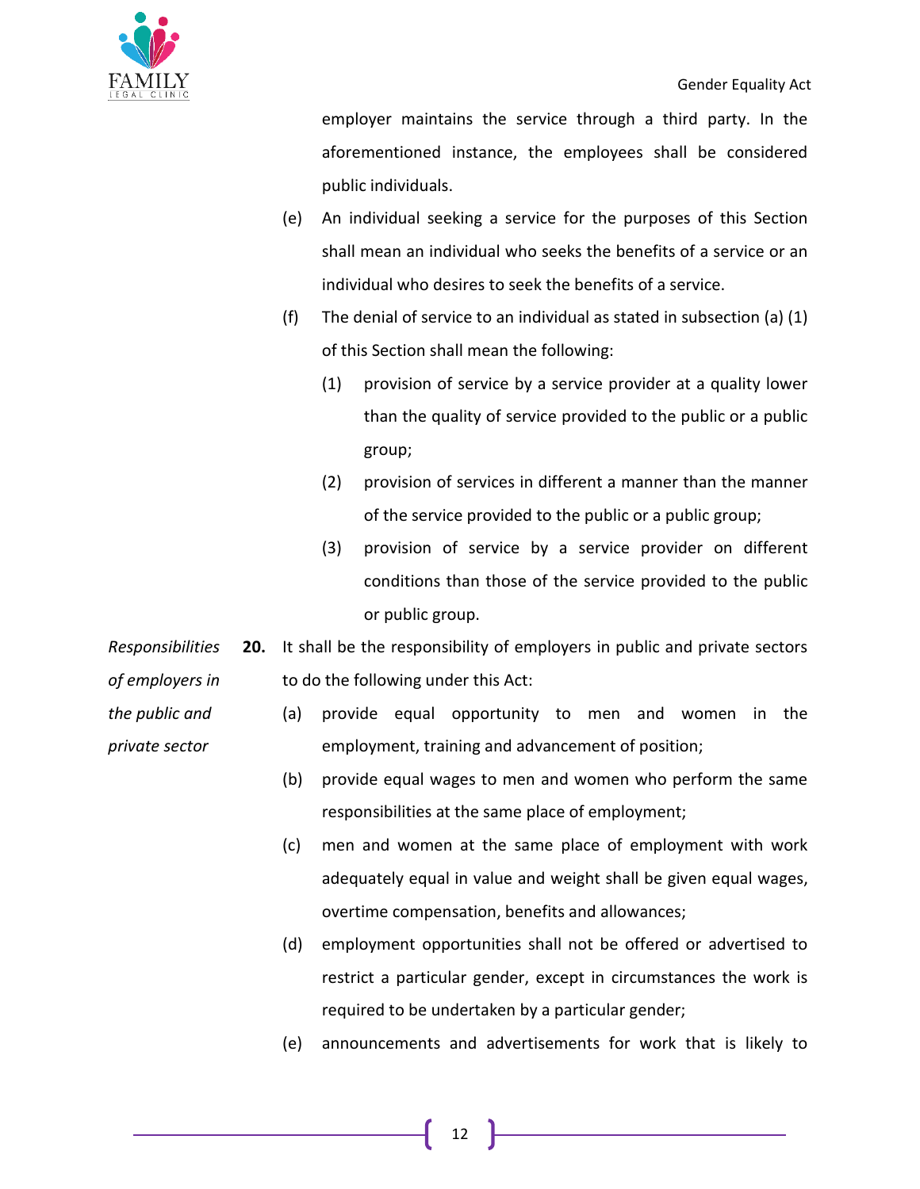employer maintains the service through a third party. In the aforementioned instance, the employees shall be considered public individuals.

(e) An individual seeking a service for the purposes of this Section shall mean an individual who seeks the benefits of a service or an individual who desires to seek the benefits of a service.

(f) The denial of service to an individual as stated in subsection (a) (1) of this Section shall mean the following:

(1) provision of service by a service provider at a quality lower than the quality of service provided to the public or a public group;

(2) provision of services in different a manner than the manner of the service provided to the public or a public group;

(3) provision of service by a service provider on different conditions than those of the service provided to the public or public group.

*Responsibilities of employers in the public and private sector*

**20.** It shall be the responsibility of employers in public and private sectors to do the following under this Act:

(a) provide equal opportunity to men and women in the employment, training and advancement of position;

(b) provide equal wages to men and women who perform the same responsibilities at the same place of employment;

(c) men and women at the same place of employment with work adequately equal in value and weight shall be given equal wages, overtime compensation, benefits and allowances;

(d) employment opportunities shall not be offered or advertised to restrict a particular gender, except in circumstances the work is required to be undertaken by a particular gender;

(e) announcements and advertisements for work that is likely to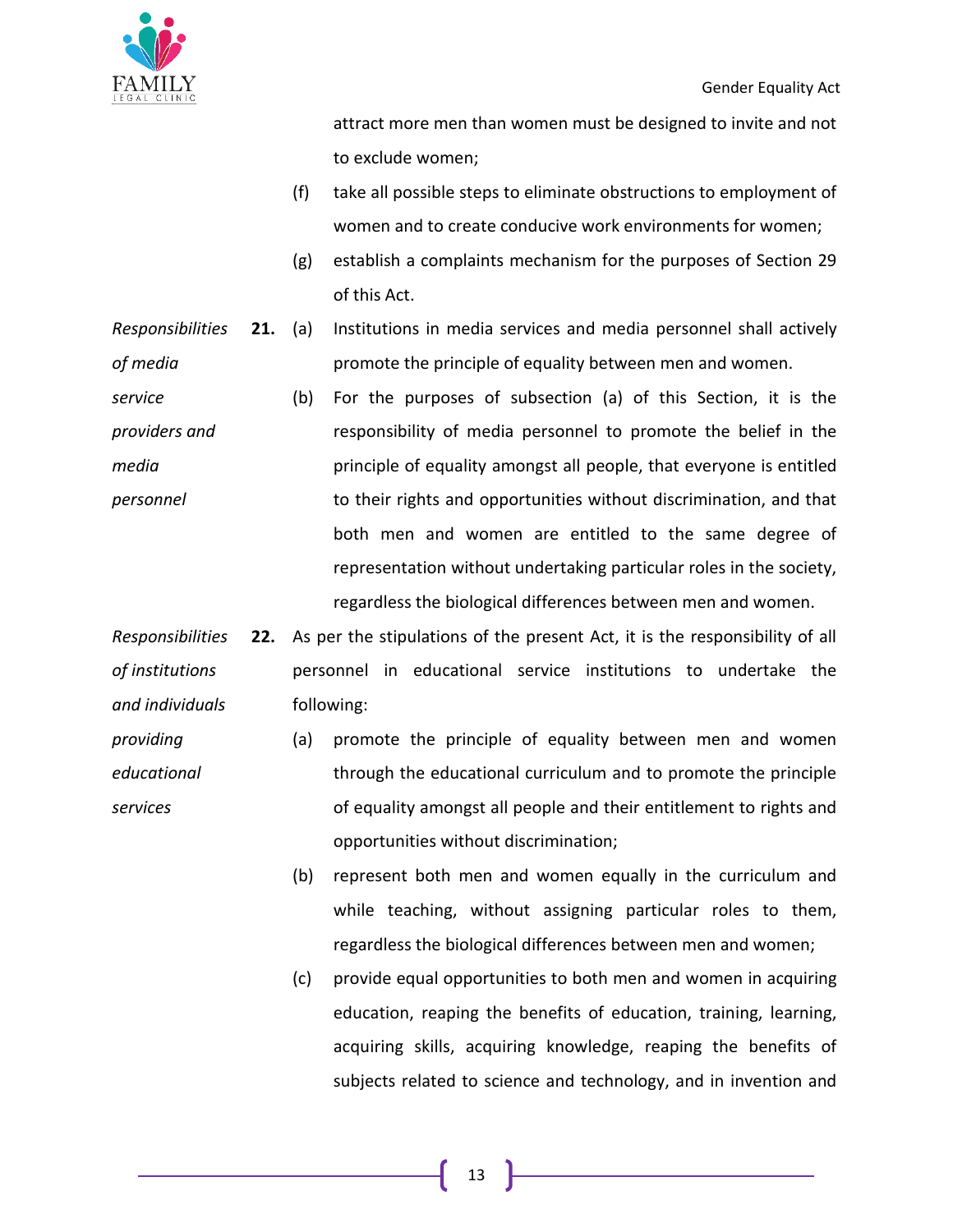attract more men than women must be designed to invite and not to exclude women;

(f) take all possible steps to eliminate obstructions to employment of women and to create conducive work environments for women;

(g) establish a complaints mechanism for the purposes of Section 29 of this Act.

*Responsibilities of media service providers and media personnel*

**21.** (a) Institutions in media services and media personnel shall actively promote the principle of equality between men and women.

(b) For the purposes of subsection (a) of this Section, it is the responsibility of media personnel to promote the belief in the principle of equality amongst all people, that everyone is entitled to their rights and opportunities without discrimination, and that both men and women are entitled to the same degree of representation without undertaking particular roles in the society, regardless the biological differences between men and women.

*Responsibilities of institutions and individuals providing educational services*

**22.** As per the stipulations of the present Act, it is the responsibility of all personnel in educational service institutions to undertake the following:

(a) promote the principle of equality between men and women through the educational curriculum and to promote the principle of equality amongst all people and their entitlement to rights and opportunities without discrimination;

(b) represent both men and women equally in the curriculum and while teaching, without assigning particular roles to them, regardless the biological differences between men and women;

(c) provide equal opportunities to both men and women in acquiring education, reaping the benefits of education, training, learning, acquiring skills, acquiring knowledge, reaping the benefits of subjects related to science and technology, and in invention and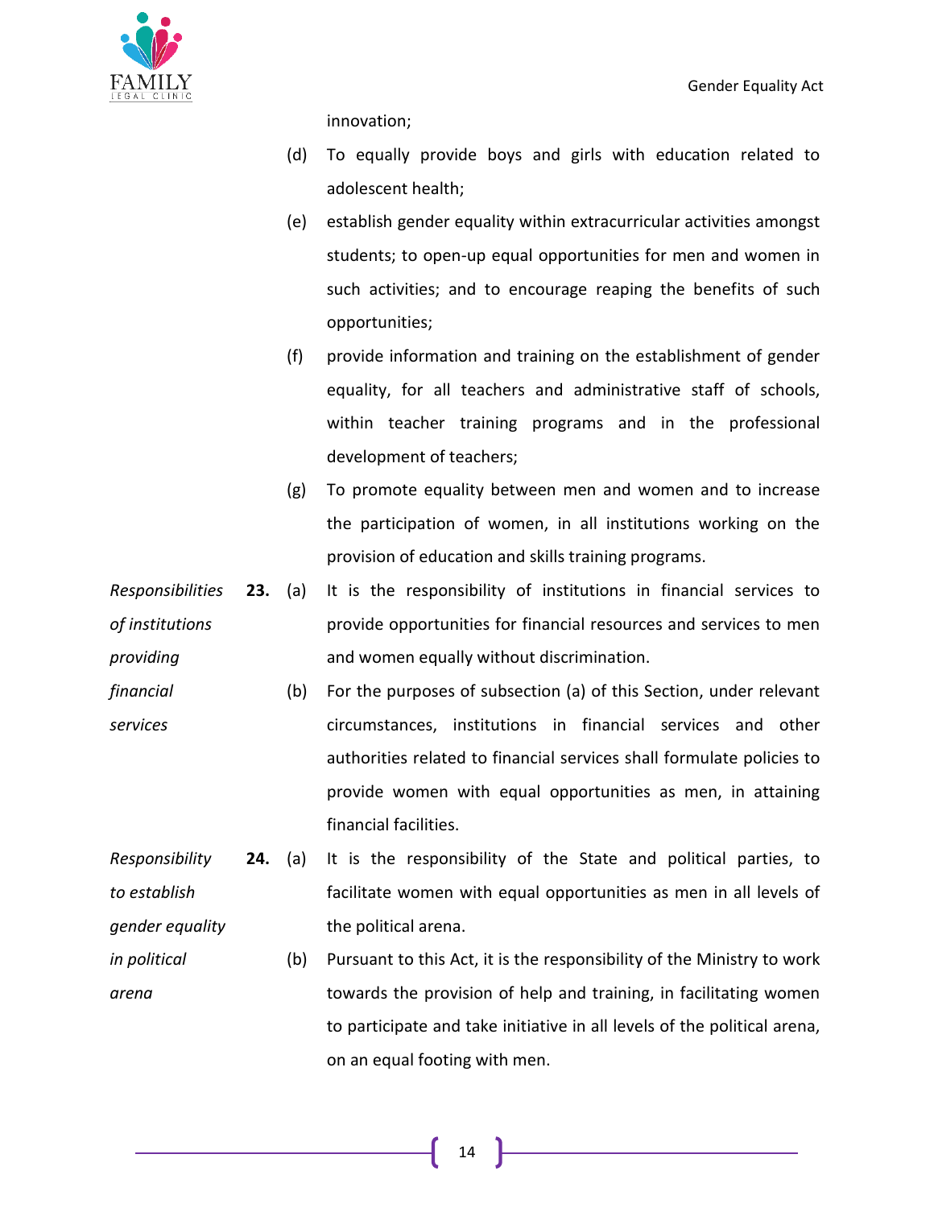innovation;

(d) To equally provide boys and girls with education related to adolescent health;

(e) establish gender equality within extracurricular activities amongst students; to open-up equal opportunities for men and women in such activities; and to encourage reaping the benefits of such opportunities;

(f) provide information and training on the establishment of gender equality, for all teachers and administrative staff of schools, within teacher training programs and in the professional development of teachers;

(g) To promote equality between men and women and to increase the participation of women, in all institutions working on the provision of education and skills training programs.

*Responsibilities of institutions providing financial services*

**23.** (a) It is the responsibility of institutions in financial services to provide opportunities for financial resources and services to men and women equally without discrimination.

(b) For the purposes of subsection (a) of this Section, under relevant circumstances, institutions in financial services and other authorities related to financial services shall formulate policies to provide women with equal opportunities as men, in attaining financial facilities.

*Responsibility to establish gender equality in political arena*

**24.** (a) It is the responsibility of the State and political parties, to facilitate women with equal opportunities as men in all levels of the political arena.

(b) Pursuant to this Act, it is the responsibility of the Ministry to work towards the provision of help and training, in facilitating women to participate and take initiative in all levels of the political arena, on an equal footing with men.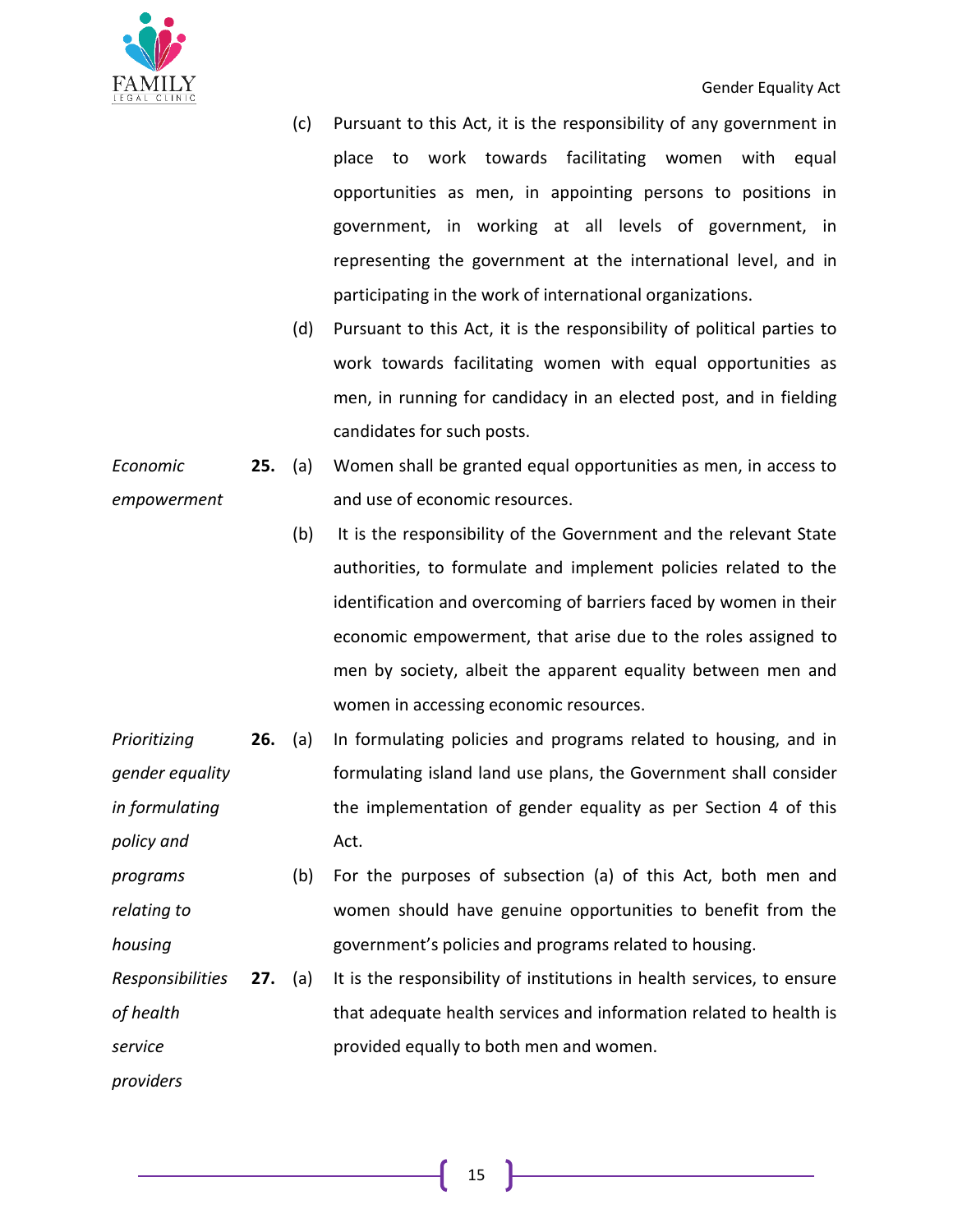(c) Pursuant to this Act, it is the responsibility of any government in place to work towards facilitating women with equal opportunities as men, in appointing persons to positions in government, in working at all levels of government, in representing the government at the international level, and in participating in the work of international organizations.

(d) Pursuant to this Act, it is the responsibility of political parties to work towards facilitating women with equal opportunities as men, in running for candidacy in an elected post, and in fielding candidates for such posts.

*Economic empowerment*

**25.** (a) Women shall be granted equal opportunities as men, in access to and use of economic resources.

(b) It is the responsibility of the Government and the relevant State authorities, to formulate and implement policies related to the identification and overcoming of barriers faced by women in their economic empowerment, that arise due to the roles assigned to men by society, albeit the apparent equality between men and women in accessing economic resources.

*Prioritizing gender equality in formulating policy and programs relating to housing*

**26.** (a) In formulating policies and programs related to housing, and in formulating island land use plans, the Government shall consider the implementation of gender equality as per Section 4 of this Act.

(b) For the purposes of subsection (a) of this Act, both men and women should have genuine opportunities to benefit from the government's policies and programs related to housing.

*Responsibilities of health service providers*

**27.** (a) It is the responsibility of institutions in health services, to ensure that adequate health services and information related to health is provided equally to both men and women.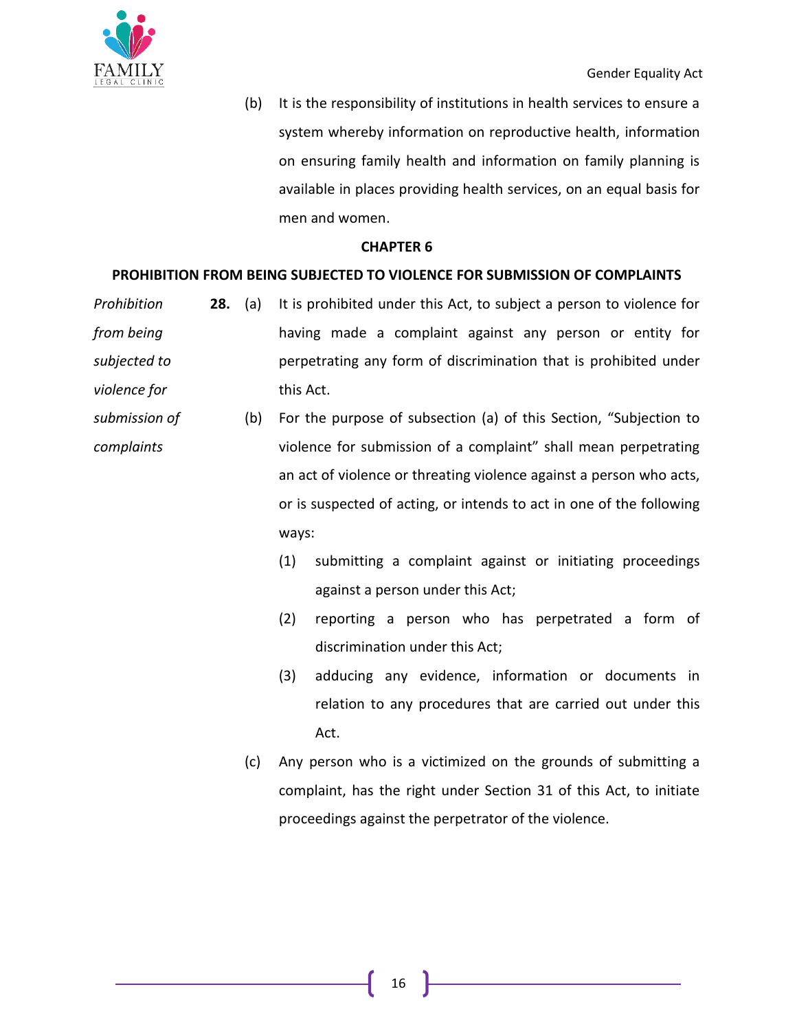(b) It is the responsibility of institutions in health services to ensure a system whereby information on reproductive health, information on ensuring family health and information on family planning is available in places providing health services, on an equal basis for men and women.

## CHAPTER 6

### PROHIBITION FROM BEING SUBJECTED TO VIOLENCE FOR SUBMISSION OF COMPLAINTS

*Prohibition from being subjected to violence for submission of complaints*

**28.** (a) It is prohibited under this Act, to subject a person to violence for having made a complaint against any person or entity for perpetrating any form of discrimination that is prohibited under this Act.

(b) For the purpose of subsection (a) of this Section, "Subjection to violence for submission of a complaint" shall mean perpetrating an act of violence or threating violence against a person who acts, or is suspected of acting, or intends to act in one of the following ways:

(1) submitting a complaint against or initiating proceedings against a person under this Act;

(2) reporting a person who has perpetrated a form of discrimination under this Act;

(3) adducing any evidence, information or documents in relation to any procedures that are carried out under this Act.

(c) Any person who is a victimized on the grounds of submitting a complaint, has the right under Section 31 of this Act, to initiate proceedings against the perpetrator of the violence.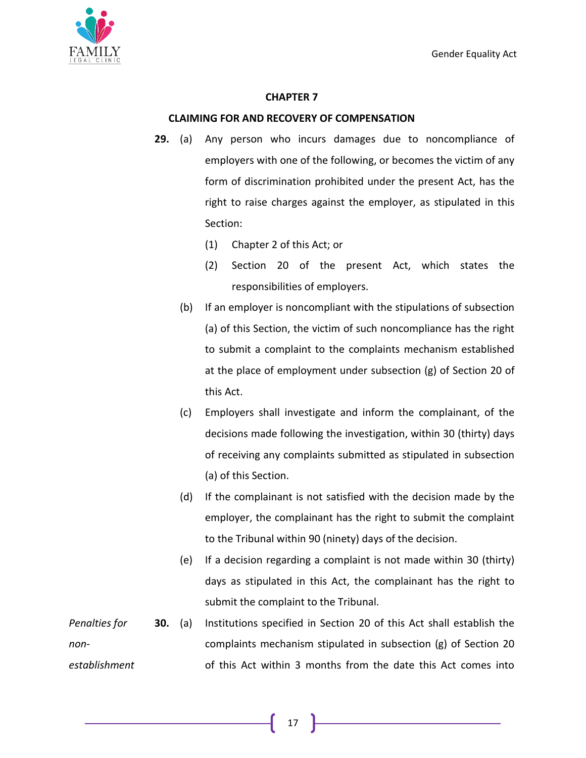## CHAPTER 7

### CLAIMING FOR AND RECOVERY OF COMPENSATION

**29.** (a) Any person who incurs damages due to noncompliance of employers with one of the following, or becomes the victim of any form of discrimination prohibited under the present Act, has the right to raise charges against the employer, as stipulated in this Section:

(1) Chapter 2 of this Act; or

(2) Section 20 of the present Act, which states the responsibilities of employers.

(b) If an employer is noncompliant with the stipulations of subsection (a) of this Section, the victim of such noncompliance has the right to submit a complaint to the complaints mechanism established at the place of employment under subsection (g) of Section 20 of this Act.

(c) Employers shall investigate and inform the complainant, of the decisions made following the investigation, within 30 (thirty) days of receiving any complaints submitted as stipulated in subsection (a) of this Section.

(d) If the complainant is not satisfied with the decision made by the employer, the complainant has the right to submit the complaint to the Tribunal within 90 (ninety) days of the decision.

(e) If a decision regarding a complaint is not made within 30 (thirty) days as stipulated in this Act, the complainant has the right to submit the complaint to the Tribunal.

*Penalties for non-establishment*

**30.** (a) Institutions specified in Section 20 of this Act shall establish the complaints mechanism stipulated in subsection (g) of Section 20 of this Act within 3 months from the date this Act comes into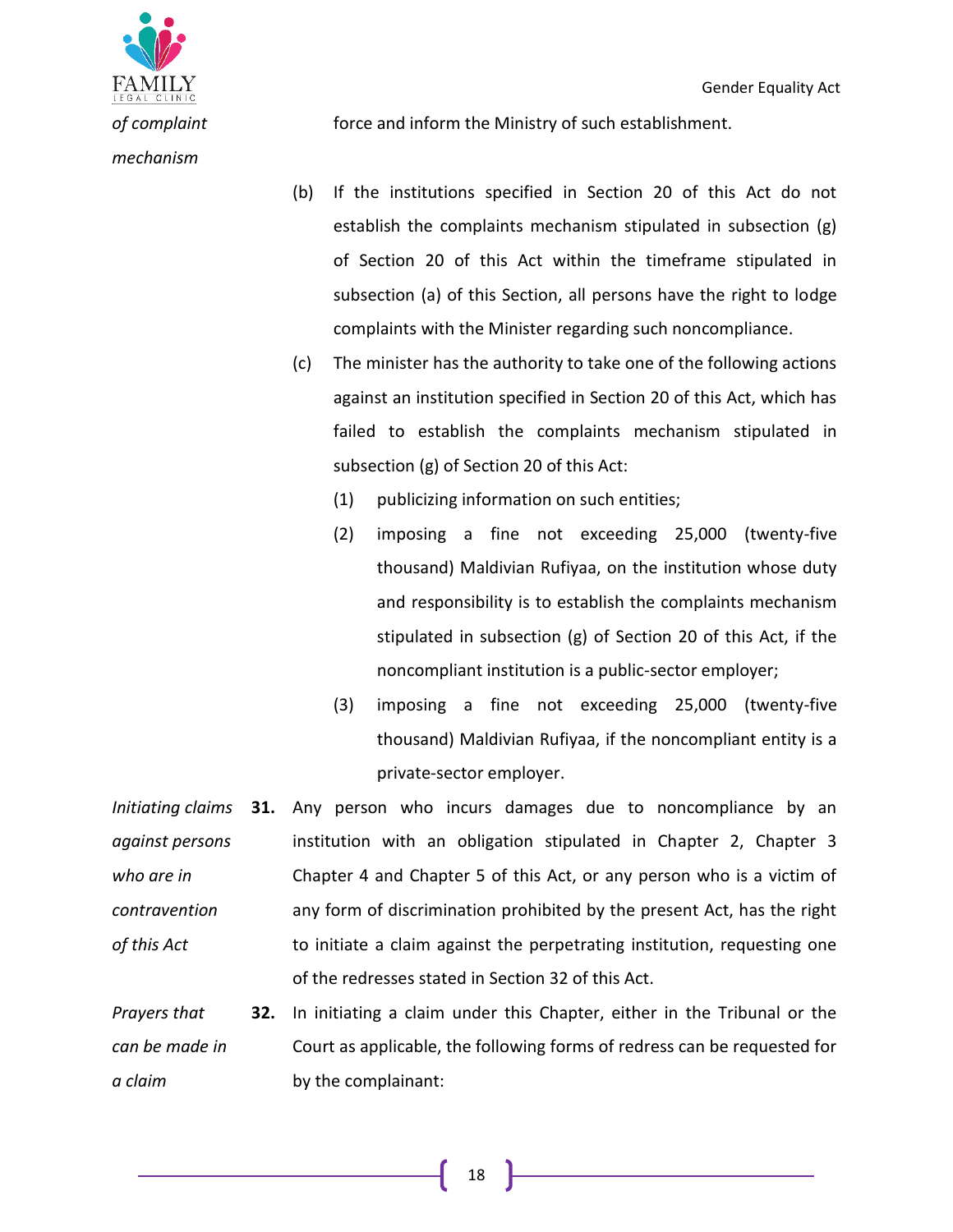*of complaint mechanism*

force and inform the Ministry of such establishment.

(b) If the institutions specified in Section 20 of this Act do not establish the complaints mechanism stipulated in subsection (g) of Section 20 of this Act within the timeframe stipulated in subsection (a) of this Section, all persons have the right to lodge complaints with the Minister regarding such noncompliance.

(c) The minister has the authority to take one of the following actions against an institution specified in Section 20 of this Act, which has failed to establish the complaints mechanism stipulated in subsection (g) of Section 20 of this Act:

(1) publicizing information on such entities;

(2) imposing a fine not exceeding 25,000 (twenty-five thousand) Maldivian Rufiyaa, on the institution whose duty and responsibility is to establish the complaints mechanism stipulated in subsection (g) of Section 20 of this Act, if the noncompliant institution is a public-sector employer;

(3) imposing a fine not exceeding 25,000 (twenty-five thousand) Maldivian Rufiyaa, if the noncompliant entity is a private-sector employer.

*Initiating claims against persons who are in contravention of this Act*

**31.** Any person who incurs damages due to noncompliance by an institution with an obligation stipulated in Chapter 2, Chapter 3 Chapter 4 and Chapter 5 of this Act, or any person who is a victim of any form of discrimination prohibited by the present Act, has the right to initiate a claim against the perpetrating institution, requesting one of the redresses stated in Section 32 of this Act.

*Prayers that can be made in a claim*

**32.** In initiating a claim under this Chapter, either in the Tribunal or the Court as applicable, the following forms of redress can be requested for by the complainant: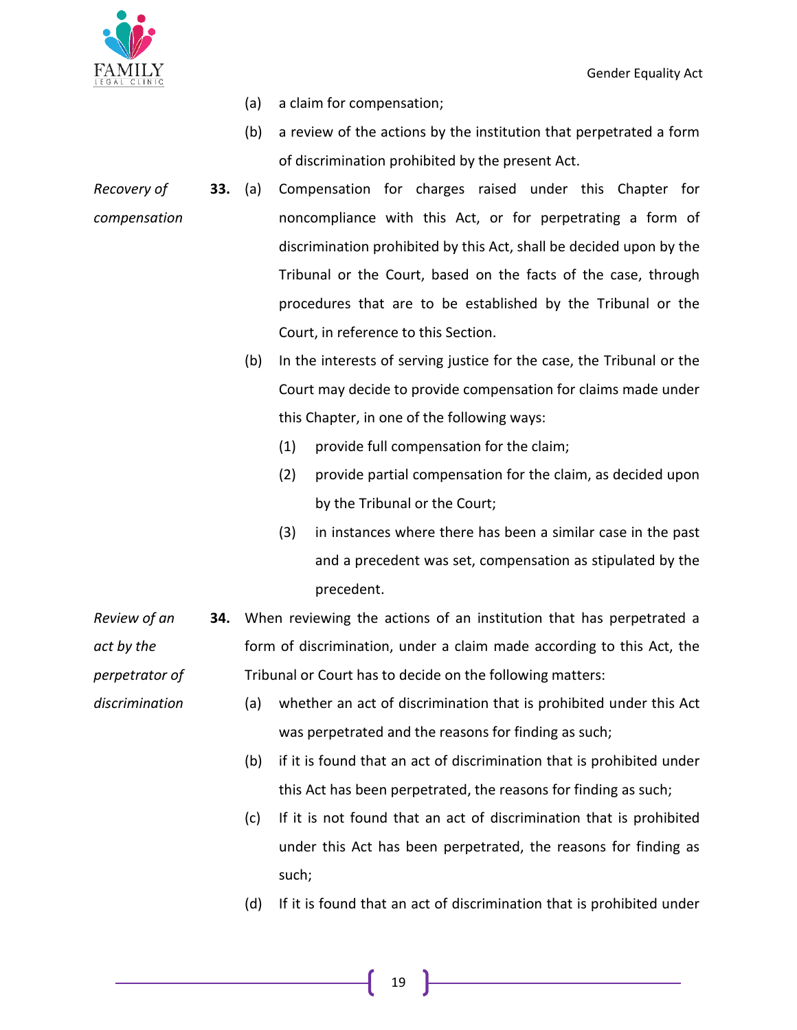(a) a claim for compensation;

(b) a review of the actions by the institution that perpetrated a form of discrimination prohibited by the present Act.

*Recovery of compensation*

**33.** (a) Compensation for charges raised under this Chapter for noncompliance with this Act, or for perpetrating a form of discrimination prohibited by this Act, shall be decided upon by the Tribunal or the Court, based on the facts of the case, through procedures that are to be established by the Tribunal or the Court, in reference to this Section.

(b) In the interests of serving justice for the case, the Tribunal or the Court may decide to provide compensation for claims made under this Chapter, in one of the following ways:

(1) provide full compensation for the claim;

(2) provide partial compensation for the claim, as decided upon by the Tribunal or the Court;

(3) in instances where there has been a similar case in the past and a precedent was set, compensation as stipulated by the precedent.

*Review of an act by the perpetrator of discrimination*

**34.** When reviewing the actions of an institution that has perpetrated a form of discrimination, under a claim made according to this Act, the Tribunal or Court has to decide on the following matters:

(a) whether an act of discrimination that is prohibited under this Act was perpetrated and the reasons for finding as such;

(b) if it is found that an act of discrimination that is prohibited under this Act has been perpetrated, the reasons for finding as such;

(c) If it is not found that an act of discrimination that is prohibited under this Act has been perpetrated, the reasons for finding as such;

(d) If it is found that an act of discrimination that is prohibited under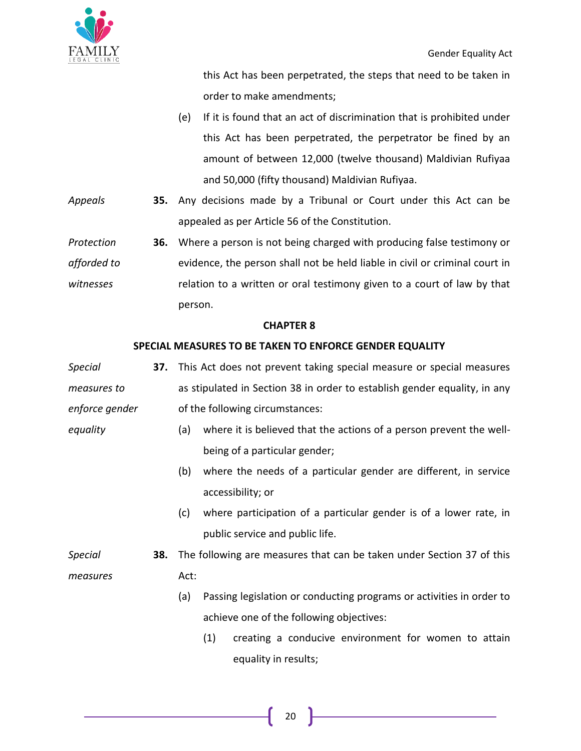this Act has been perpetrated, the steps that need to be taken in order to make amendments;

(e) If it is found that an act of discrimination that is prohibited under this Act has been perpetrated, the perpetrator be fined by an amount of between 12,000 (twelve thousand) Maldivian Rufiyaa and 50,000 (fifty thousand) Maldivian Rufiyaa.

*Appeals*

**35.** Any decisions made by a Tribunal or Court under this Act can be appealed as per Article 56 of the Constitution.

*Protection afforded to witnesses*

**36.** Where a person is not being charged with producing false testimony or evidence, the person shall not be held liable in civil or criminal court in relation to a written or oral testimony given to a court of law by that person.

## CHAPTER 8

## SPECIAL MEASURES TO BE TAKEN TO ENFORCE GENDER EQUALITY

*Special measures to enforce gender equality*

**37.** This Act does not prevent taking special measure or special measures as stipulated in Section 38 in order to establish gender equality, in any of the following circumstances:

(a) where it is believed that the actions of a person prevent the well-being of a particular gender;

(b) where the needs of a particular gender are different, in service accessibility; or

(c) where participation of a particular gender is of a lower rate, in public service and public life.

*Special measures*

**38.** The following are measures that can be taken under Section 37 of this Act:

(a) Passing legislation or conducting programs or activities in order to achieve one of the following objectives:

(1) creating a conducive environment for women to attain equality in results;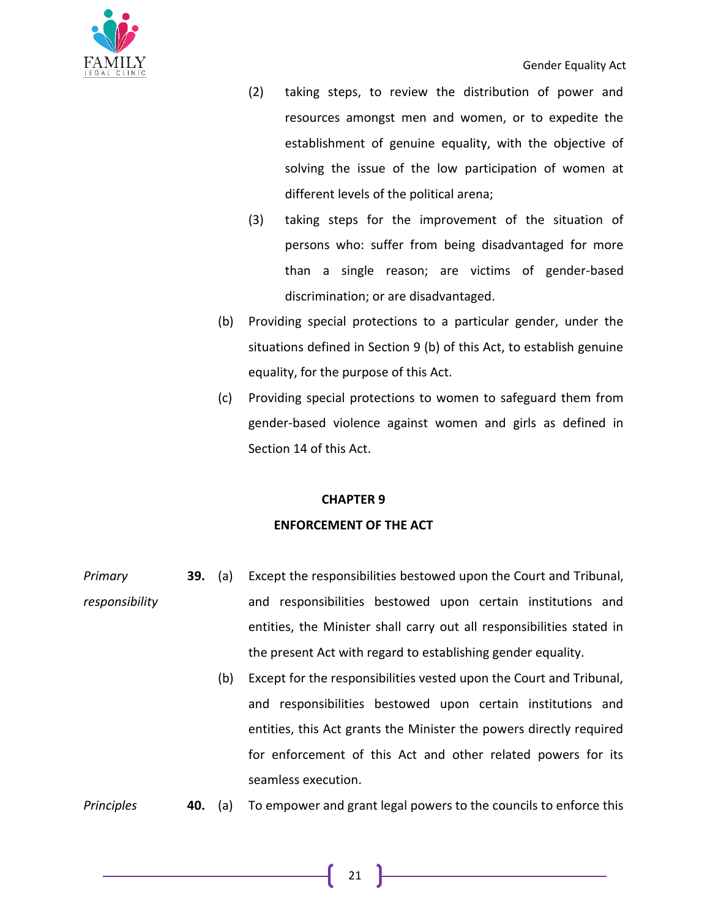(2) taking steps, to review the distribution of power and resources amongst men and women, or to expedite the establishment of genuine equality, with the objective of solving the issue of the low participation of women at different levels of the political arena;

(3) taking steps for the improvement of the situation of persons who: suffer from being disadvantaged for more than a single reason; are victims of gender-based discrimination; or are disadvantaged.

(b) Providing special protections to a particular gender, under the situations defined in Section 9 (b) of this Act, to establish genuine equality, for the purpose of this Act.

(c) Providing special protections to women to safeguard them from gender-based violence against women and girls as defined in Section 14 of this Act.

## CHAPTER 9

## ENFORCEMENT OF THE ACT

*Primary responsibility*

**39.** (a) Except the responsibilities bestowed upon the Court and Tribunal, and responsibilities bestowed upon certain institutions and entities, the Minister shall carry out all responsibilities stated in the present Act with regard to establishing gender equality.

(b) Except for the responsibilities vested upon the Court and Tribunal, and responsibilities bestowed upon certain institutions and entities, this Act grants the Minister the powers directly required for enforcement of this Act and other related powers for its seamless execution.

*Principles*

**40.** (a) To empower and grant legal powers to the councils to enforce this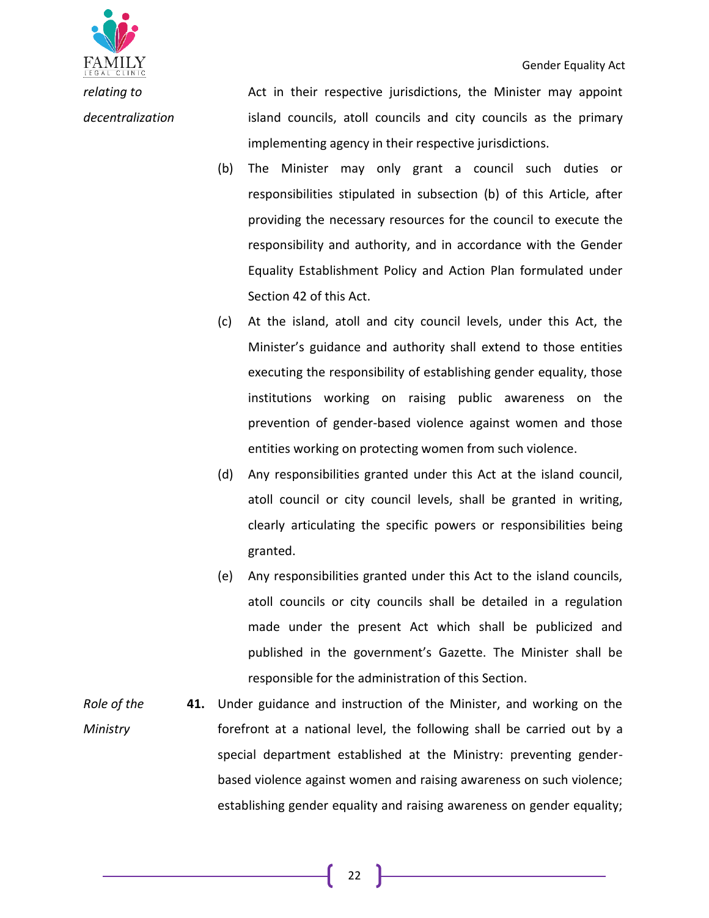*relating to decentralization*

Act in their respective jurisdictions, the Minister may appoint island councils, atoll councils and city councils as the primary implementing agency in their respective jurisdictions.

(b) The Minister may only grant a council such duties or responsibilities stipulated in subsection (b) of this Article, after providing the necessary resources for the council to execute the responsibility and authority, and in accordance with the Gender Equality Establishment Policy and Action Plan formulated under Section 42 of this Act.

(c) At the island, atoll and city council levels, under this Act, the Minister's guidance and authority shall extend to those entities executing the responsibility of establishing gender equality, those institutions working on raising public awareness on the prevention of gender-based violence against women and those entities working on protecting women from such violence.

(d) Any responsibilities granted under this Act at the island council, atoll council or city council levels, shall be granted in writing, clearly articulating the specific powers or responsibilities being granted.

(e) Any responsibilities granted under this Act to the island councils, atoll councils or city councils shall be detailed in a regulation made under the present Act which shall be publicized and published in the government's Gazette. The Minister shall be responsible for the administration of this Section.

*Role of the Ministry*

**41.** Under guidance and instruction of the Minister, and working on the forefront at a national level, the following shall be carried out by a special department established at the Ministry: preventing gender-based violence against women and raising awareness on such violence; establishing gender equality and raising awareness on gender equality;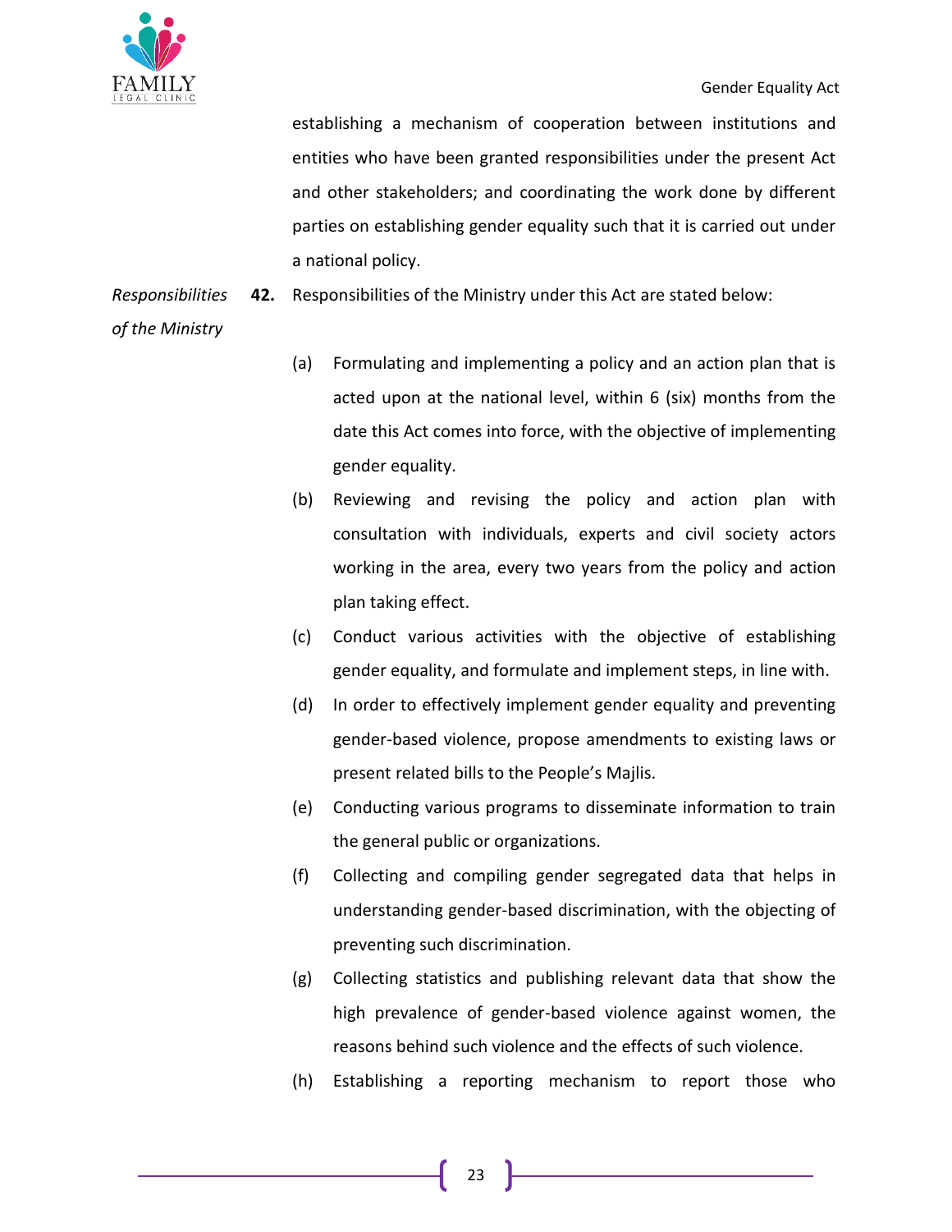establishing a mechanism of cooperation between institutions and entities who have been granted responsibilities under the present Act and other stakeholders; and coordinating the work done by different parties on establishing gender equality such that it is carried out under a national policy.

*Responsibilities of the Ministry*

**42.** Responsibilities of the Ministry under this Act are stated below:

(a) Formulating and implementing a policy and an action plan that is acted upon at the national level, within 6 (six) months from the date this Act comes into force, with the objective of implementing gender equality.

(b) Reviewing and revising the policy and action plan with consultation with individuals, experts and civil society actors working in the area, every two years from the policy and action plan taking effect.

(c) Conduct various activities with the objective of establishing gender equality, and formulate and implement steps, in line with.

(d) In order to effectively implement gender equality and preventing gender-based violence, propose amendments to existing laws or present related bills to the People's Majlis.

(e) Conducting various programs to disseminate information to train the general public or organizations.

(f) Collecting and compiling gender segregated data that helps in understanding gender-based discrimination, with the objecting of preventing such discrimination.

(g) Collecting statistics and publishing relevant data that show the high prevalence of gender-based violence against women, the reasons behind such violence and the effects of such violence.

(h) Establishing a reporting mechanism to report those who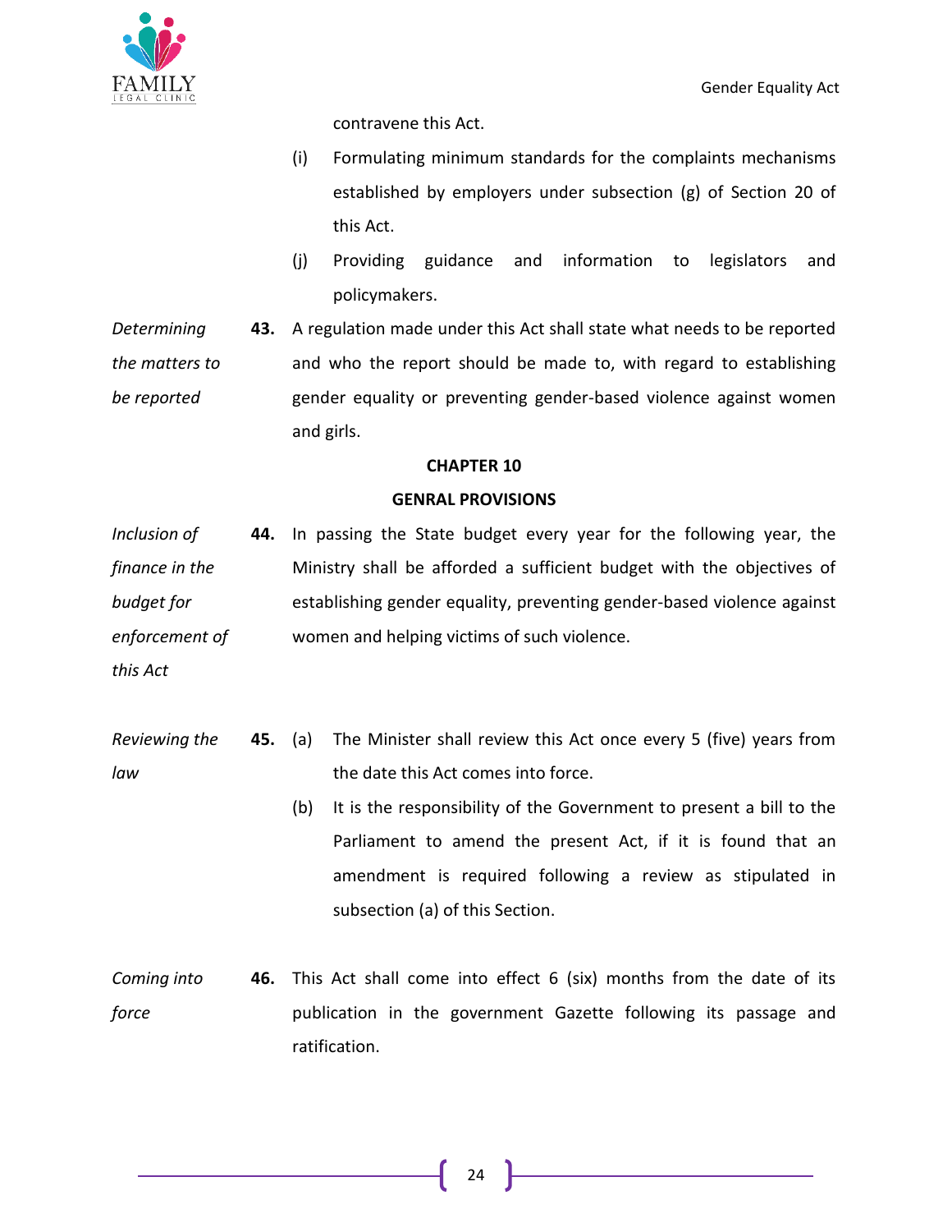contravene this Act.

(i) Formulating minimum standards for the complaints mechanisms established by employers under subsection (g) of Section 20 of this Act.

(j) Providing guidance and information to legislators and policymakers.

*Determining the matters to be reported*

**43.** A regulation made under this Act shall state what needs to be reported and who the report should be made to, with regard to establishing gender equality or preventing gender-based violence against women and girls.

## CHAPTER 10

## GENRAL PROVISIONS

*Inclusion of finance in the budget for enforcement of this Act*

**44.** In passing the State budget every year for the following year, the Ministry shall be afforded a sufficient budget with the objectives of establishing gender equality, preventing gender-based violence against women and helping victims of such violence.

*Reviewing the law*

**45.** (a) The Minister shall review this Act once every 5 (five) years from the date this Act comes into force.

(b) It is the responsibility of the Government to present a bill to the Parliament to amend the present Act, if it is found that an amendment is required following a review as stipulated in subsection (a) of this Section.

*Coming into force*

**46.** This Act shall come into effect 6 (six) months from the date of its publication in the government Gazette following its passage and ratification.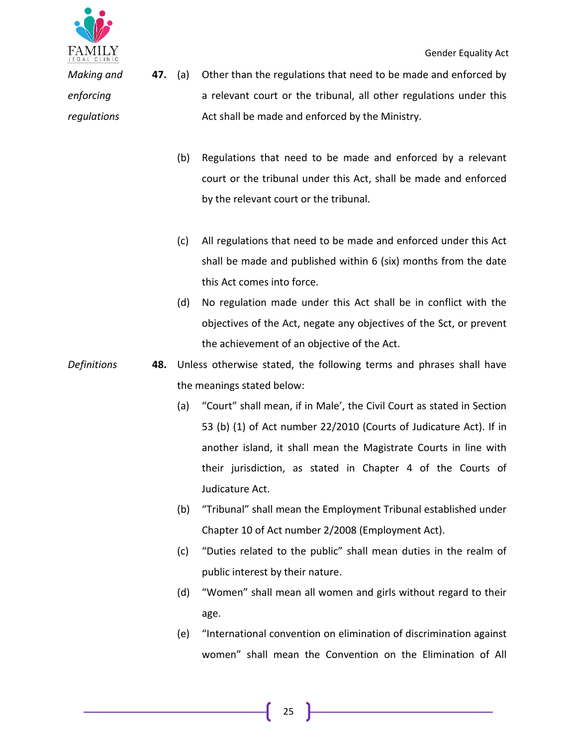*Making and enforcing regulations*

**47.** (a) Other than the regulations that need to be made and enforced by a relevant court or the tribunal, all other regulations under this Act shall be made and enforced by the Ministry.

(b) Regulations that need to be made and enforced by a relevant court or the tribunal under this Act, shall be made and enforced by the relevant court or the tribunal.

(c) All regulations that need to be made and enforced under this Act shall be made and published within 6 (six) months from the date this Act comes into force.

(d) No regulation made under this Act shall be in conflict with the objectives of the Act, negate any objectives of the Sct, or prevent the achievement of an objective of the Act.

*Definitions*

**48.** Unless otherwise stated, the following terms and phrases shall have the meanings stated below:

(a) "Court" shall mean, if in Male', the Civil Court as stated in Section 53 (b) (1) of Act number 22/2010 (Courts of Judicature Act). If in another island, it shall mean the Magistrate Courts in line with their jurisdiction, as stated in Chapter 4 of the Courts of Judicature Act.

(b) "Tribunal" shall mean the Employment Tribunal established under Chapter 10 of Act number 2/2008 (Employment Act).

(c) "Duties related to the public" shall mean duties in the realm of public interest by their nature.

(d) "Women" shall mean all women and girls without regard to their age.

(e) "International convention on elimination of discrimination against women" shall mean the Convention on the Elimination of All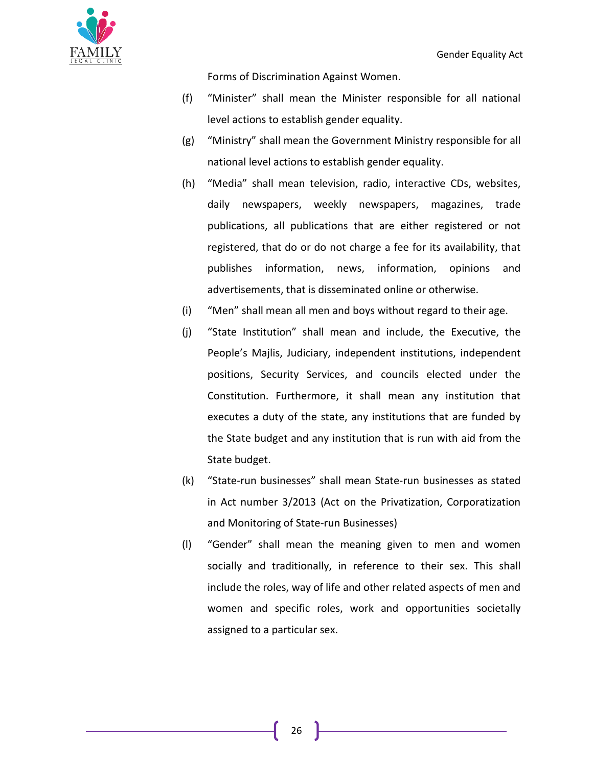Forms of Discrimination Against Women.

(f) "Minister" shall mean the Minister responsible for all national level actions to establish gender equality.

(g) "Ministry" shall mean the Government Ministry responsible for all national level actions to establish gender equality.

(h) "Media" shall mean television, radio, interactive CDs, websites, daily newspapers, weekly newspapers, magazines, trade publications, all publications that are either registered or not registered, that do or do not charge a fee for its availability, that publishes information, news, information, opinions and advertisements, that is disseminated online or otherwise.

(i) "Men" shall mean all men and boys without regard to their age.

(j) "State Institution" shall mean and include, the Executive, the People's Majlis, Judiciary, independent institutions, independent positions, Security Services, and councils elected under the Constitution. Furthermore, it shall mean any institution that executes a duty of the state, any institutions that are funded by the State budget and any institution that is run with aid from the State budget.

(k) "State-run businesses" shall mean State-run businesses as stated in Act number 3/2013 (Act on the Privatization, Corporatization and Monitoring of State-run Businesses)

(l) "Gender" shall mean the meaning given to men and women socially and traditionally, in reference to their sex. This shall include the roles, way of life and other related aspects of men and women and specific roles, work and opportunities societally assigned to a particular sex.